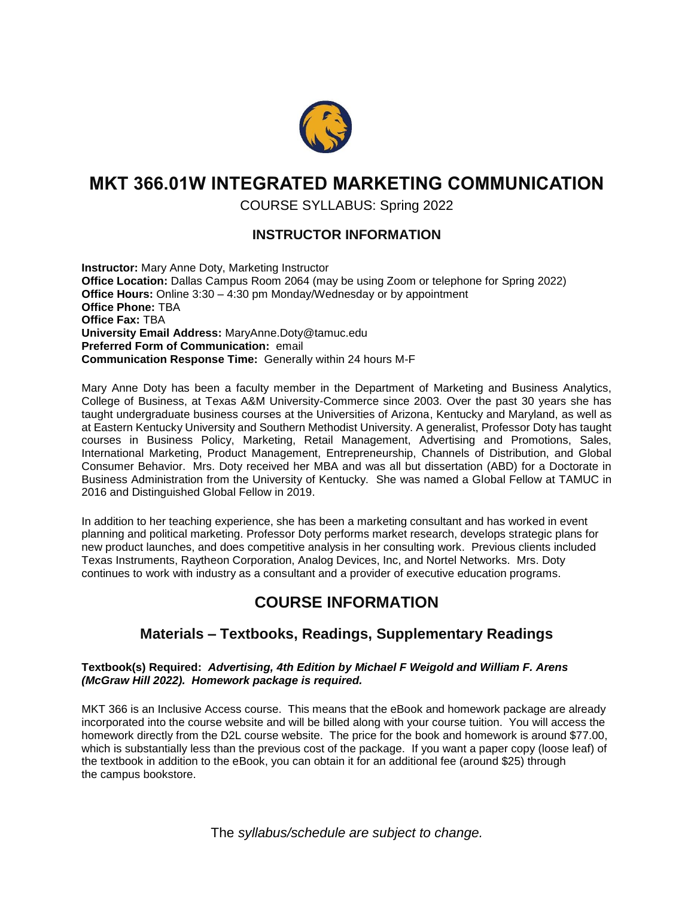# MKT 366.01W INTEGRATED MARKETING COMMUNICATION

COURSE SYLLABUS: Spring 2022

## INSTRUCTOR INFORMATION

**Instructor:** Mary Anne Doty, Marketing Instructor
**Office Location:** Dallas Campus Room 2064 (may be using Zoom or telephone for Spring 2022)
**Office Hours:** Online 3:30 – 4:30 pm Monday/Wednesday or by appointment
**Office Phone:** TBA
**Office Fax:** TBA
**University Email Address:** MaryAnne.Doty@tamuc.edu
**Preferred Form of Communication:** email
**Communication Response Time:** Generally within 24 hours M-F

Mary Anne Doty has been a faculty member in the Department of Marketing and Business Analytics, College of Business, at Texas A&M University-Commerce since 2003. Over the past 30 years she has taught undergraduate business courses at the Universities of Arizona, Kentucky and Maryland, as well as at Eastern Kentucky University and Southern Methodist University. A generalist, Professor Doty has taught courses in Business Policy, Marketing, Retail Management, Advertising and Promotions, Sales, International Marketing, Product Management, Entrepreneurship, Channels of Distribution, and Global Consumer Behavior. Mrs. Doty received her MBA and was all but dissertation (ABD) for a Doctorate in Business Administration from the University of Kentucky. She was named a Global Fellow at TAMUC in 2016 and Distinguished Global Fellow in 2019.

In addition to her teaching experience, she has been a marketing consultant and has worked in event planning and political marketing. Professor Doty performs market research, develops strategic plans for new product launches, and does competitive analysis in her consulting work. Previous clients included Texas Instruments, Raytheon Corporation, Analog Devices, Inc, and Nortel Networks. Mrs. Doty continues to work with industry as a consultant and a provider of executive education programs.

## COURSE INFORMATION

### Materials – Textbooks, Readings, Supplementary Readings

**Textbook(s) Required:** ***Advertising, 4th Edition by Michael F Weigold and William F. Arens (McGraw Hill 2022). Homework package is required.***

MKT 366 is an Inclusive Access course. This means that the eBook and homework package are already incorporated into the course website and will be billed along with your course tuition. You will access the homework directly from the D2L course website. The price for the book and homework is around $77.00, which is substantially less than the previous cost of the package. If you want a paper copy (loose leaf) of the textbook in addition to the eBook, you can obtain it for an additional fee (around $25) through the campus bookstore.

The *syllabus/schedule are subject to change.*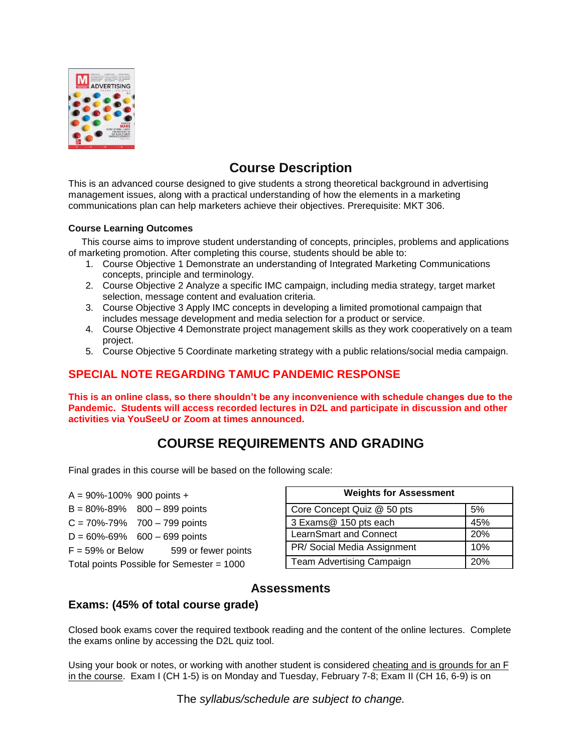## Course Description

This is an advanced course designed to give students a strong theoretical background in advertising management issues, along with a practical understanding of how the elements in a marketing communications plan can help marketers achieve their objectives. Prerequisite: MKT 306.

### Course Learning Outcomes

This course aims to improve student understanding of concepts, principles, problems and applications of marketing promotion. After completing this course, students should be able to:

1. Course Objective 1 Demonstrate an understanding of Integrated Marketing Communications concepts, principle and terminology.
2. Course Objective 2 Analyze a specific IMC campaign, including media strategy, target market selection, message content and evaluation criteria.
3. Course Objective 3 Apply IMC concepts in developing a limited promotional campaign that includes message development and media selection for a product or service.
4. Course Objective 4 Demonstrate project management skills as they work cooperatively on a team project.
5. Course Objective 5 Coordinate marketing strategy with a public relations/social media campaign.

## SPECIAL NOTE REGARDING TAMUC PANDEMIC RESPONSE

**This is an online class, so there shouldn't be any inconvenience with schedule changes due to the Pandemic. Students will access recorded lectures in D2L and participate in discussion and other activities via YouSeeU or Zoom at times announced.**

## COURSE REQUIREMENTS AND GRADING

Final grades in this course will be based on the following scale:

A = 90%-100% 900 points +
B = 80%-89% 800 – 899 points
C = 70%-79% 700 – 799 points
D = 60%-69% 600 – 699 points
F = 59% or Below 599 or fewer points
Total points Possible for Semester = 1000

| Weights for Assessment | |
|---|---|
| Core Concept Quiz @ 50 pts | 5% |
| 3 Exams@ 150 pts each | 45% |
| LearnSmart and Connect | 20% |
| PR/ Social Media Assignment | 10% |
| Team Advertising Campaign | 20% |

## Assessments

### Exams: (45% of total course grade)

Closed book exams cover the required textbook reading and the content of the online lectures. Complete the exams online by accessing the D2L quiz tool.

Using your book or notes, or working with another student is considered cheating and is grounds for an F in the course. Exam I (CH 1-5) is on Monday and Tuesday, February 7-8; Exam II (CH 16, 6-9) is on

The *syllabus/schedule are subject to change.*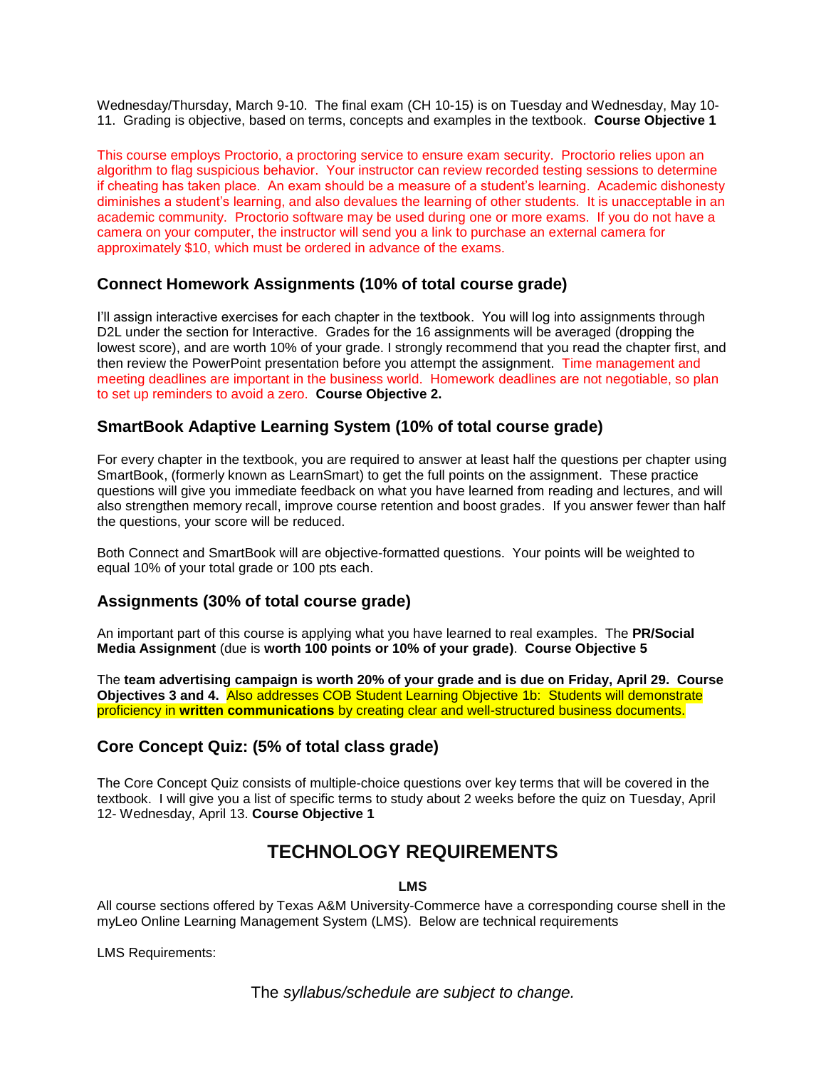Wednesday/Thursday, March 9-10. The final exam (CH 10-15) is on Tuesday and Wednesday, May 10-11. Grading is objective, based on terms, concepts and examples in the textbook. **Course Objective 1**

This course employs Proctorio, a proctoring service to ensure exam security. Proctorio relies upon an algorithm to flag suspicious behavior. Your instructor can review recorded testing sessions to determine if cheating has taken place. An exam should be a measure of a student's learning. Academic dishonesty diminishes a student's learning, and also devalues the learning of other students. It is unacceptable in an academic community. Proctorio software may be used during one or more exams. If you do not have a camera on your computer, the instructor will send you a link to purchase an external camera for approximately $10, which must be ordered in advance of the exams.

### Connect Homework Assignments (10% of total course grade)

I'll assign interactive exercises for each chapter in the textbook. You will log into assignments through D2L under the section for Interactive. Grades for the 16 assignments will be averaged (dropping the lowest score), and are worth 10% of your grade. I strongly recommend that you read the chapter first, and then review the PowerPoint presentation before you attempt the assignment. Time management and meeting deadlines are important in the business world. Homework deadlines are not negotiable, so plan to set up reminders to avoid a zero. **Course Objective 2.**

### SmartBook Adaptive Learning System (10% of total course grade)

For every chapter in the textbook, you are required to answer at least half the questions per chapter using SmartBook, (formerly known as LearnSmart) to get the full points on the assignment. These practice questions will give you immediate feedback on what you have learned from reading and lectures, and will also strengthen memory recall, improve course retention and boost grades. If you answer fewer than half the questions, your score will be reduced.

Both Connect and SmartBook will are objective-formatted questions. Your points will be weighted to equal 10% of your total grade or 100 pts each.

### Assignments (30% of total course grade)

An important part of this course is applying what you have learned to real examples. The **PR/Social Media Assignment** (due is **worth 100 points or 10% of your grade)**. **Course Objective 5**

The **team advertising campaign is worth 20% of your grade and is due on Friday, April 29. Course Objectives 3 and 4.** Also addresses COB Student Learning Objective 1b: Students will demonstrate proficiency in **written communications** by creating clear and well-structured business documents.

### Core Concept Quiz: (5% of total class grade)

The Core Concept Quiz consists of multiple-choice questions over key terms that will be covered in the textbook. I will give you a list of specific terms to study about 2 weeks before the quiz on Tuesday, April 12- Wednesday, April 13. **Course Objective 1**

## TECHNOLOGY REQUIREMENTS

**LMS**

All course sections offered by Texas A&M University-Commerce have a corresponding course shell in the myLeo Online Learning Management System (LMS). Below are technical requirements

LMS Requirements:

The *syllabus/schedule are subject to change.*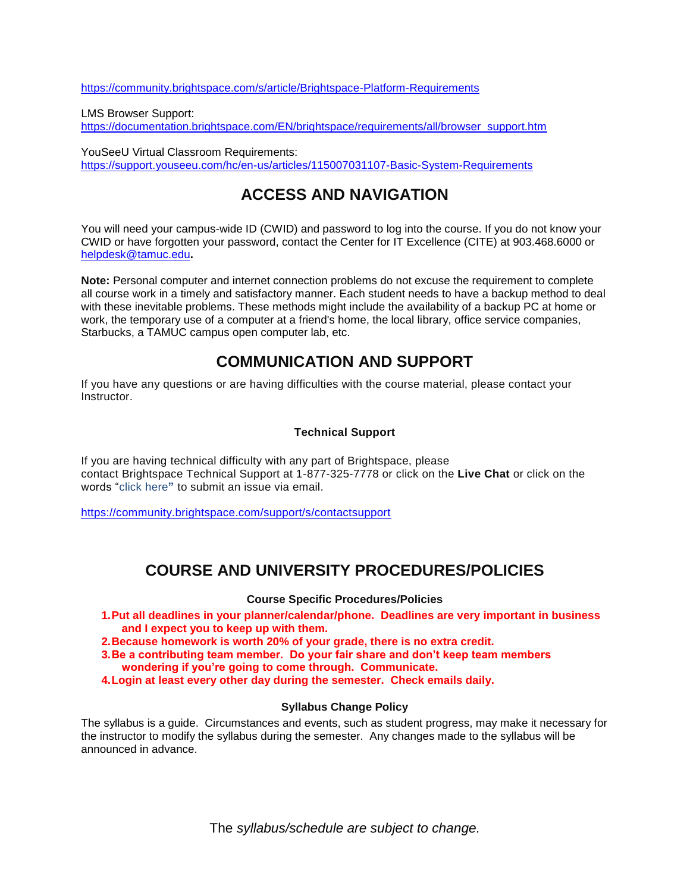https://community.brightspace.com/s/article/Brightspace-Platform-Requirements

LMS Browser Support:
https://documentation.brightspace.com/EN/brightspace/requirements/all/browser_support.htm

YouSeeU Virtual Classroom Requirements:
https://support.youseeu.com/hc/en-us/articles/115007031107-Basic-System-Requirements

## ACCESS AND NAVIGATION

You will need your campus-wide ID (CWID) and password to log into the course. If you do not know your CWID or have forgotten your password, contact the Center for IT Excellence (CITE) at 903.468.6000 or helpdesk@tamuc.edu**.**

**Note:** Personal computer and internet connection problems do not excuse the requirement to complete all course work in a timely and satisfactory manner. Each student needs to have a backup method to deal with these inevitable problems. These methods might include the availability of a backup PC at home or work, the temporary use of a computer at a friend's home, the local library, office service companies, Starbucks, a TAMUC campus open computer lab, etc.

## COMMUNICATION AND SUPPORT

If you have any questions or are having difficulties with the course material, please contact your Instructor.

### Technical Support

If you are having technical difficulty with any part of Brightspace, please contact Brightspace Technical Support at 1-877-325-7778 or click on the **Live Chat** or click on the words "click here" to submit an issue via email.

https://community.brightspace.com/support/s/contactsupport

## COURSE AND UNIVERSITY PROCEDURES/POLICIES

### Course Specific Procedures/Policies

1. **Put all deadlines in your planner/calendar/phone. Deadlines are very important in business and I expect you to keep up with them.**
2. **Because homework is worth 20% of your grade, there is no extra credit.**
3. **Be a contributing team member. Do your fair share and don't keep team members wondering if you're going to come through. Communicate.**
4. **Login at least every other day during the semester. Check emails daily.**

### Syllabus Change Policy

The syllabus is a guide. Circumstances and events, such as student progress, may make it necessary for the instructor to modify the syllabus during the semester. Any changes made to the syllabus will be announced in advance.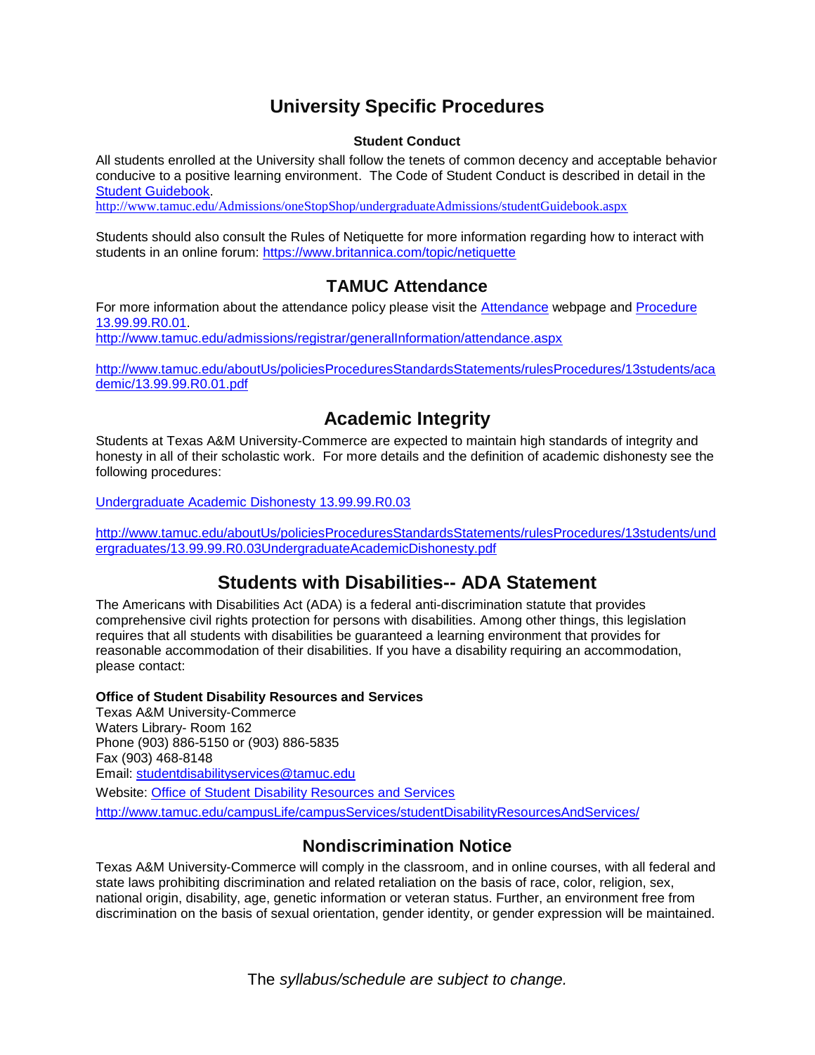# University Specific Procedures

### Student Conduct

All students enrolled at the University shall follow the tenets of common decency and acceptable behavior conducive to a positive learning environment. The Code of Student Conduct is described in detail in the [Student Guidebook](http://www.tamuc.edu/Admissions/oneStopShop/undergraduateAdmissions/studentGuidebook.aspx).
http://www.tamuc.edu/Admissions/oneStopShop/undergraduateAdmissions/studentGuidebook.aspx

Students should also consult the Rules of Netiquette for more information regarding how to interact with students in an online forum: https://www.britannica.com/topic/netiquette

## TAMUC Attendance

For more information about the attendance policy please visit the [Attendance](http://www.tamuc.edu/admissions/registrar/generalInformation/attendance.aspx) webpage and [Procedure 13.99.99.R0.01](http://www.tamuc.edu/aboutUs/policiesProceduresStandardsStatements/rulesProcedures/13students/academic/13.99.99.R0.01.pdf).
http://www.tamuc.edu/admissions/registrar/generalInformation/attendance.aspx

http://www.tamuc.edu/aboutUs/policiesProceduresStandardsStatements/rulesProcedures/13students/academic/13.99.99.R0.01.pdf

## Academic Integrity

Students at Texas A&M University-Commerce are expected to maintain high standards of integrity and honesty in all of their scholastic work. For more details and the definition of academic dishonesty see the following procedures:

[Undergraduate Academic Dishonesty 13.99.99.R0.03](http://www.tamuc.edu/aboutUs/policiesProceduresStandardsStatements/rulesProcedures/13students/undergraduates/13.99.99.R0.03UndergraduateAcademicDishonesty.pdf)

http://www.tamuc.edu/aboutUs/policiesProceduresStandardsStatements/rulesProcedures/13students/undergraduates/13.99.99.R0.03UndergraduateAcademicDishonesty.pdf

## Students with Disabilities-- ADA Statement

The Americans with Disabilities Act (ADA) is a federal anti-discrimination statute that provides comprehensive civil rights protection for persons with disabilities. Among other things, this legislation requires that all students with disabilities be guaranteed a learning environment that provides for reasonable accommodation of their disabilities. If you have a disability requiring an accommodation, please contact:

**Office of Student Disability Resources and Services**
Texas A&M University-Commerce
Waters Library- Room 162
Phone (903) 886-5150 or (903) 886-5835
Fax (903) 468-8148
Email: studentdisabilityservices@tamuc.edu
Website: [Office of Student Disability Resources and Services](http://www.tamuc.edu/campusLife/campusServices/studentDisabilityResourcesAndServices/)
http://www.tamuc.edu/campusLife/campusServices/studentDisabilityResourcesAndServices/

## Nondiscrimination Notice

Texas A&M University-Commerce will comply in the classroom, and in online courses, with all federal and state laws prohibiting discrimination and related retaliation on the basis of race, color, religion, sex, national origin, disability, age, genetic information or veteran status. Further, an environment free from discrimination on the basis of sexual orientation, gender identity, or gender expression will be maintained.

The *syllabus/schedule are subject to change.*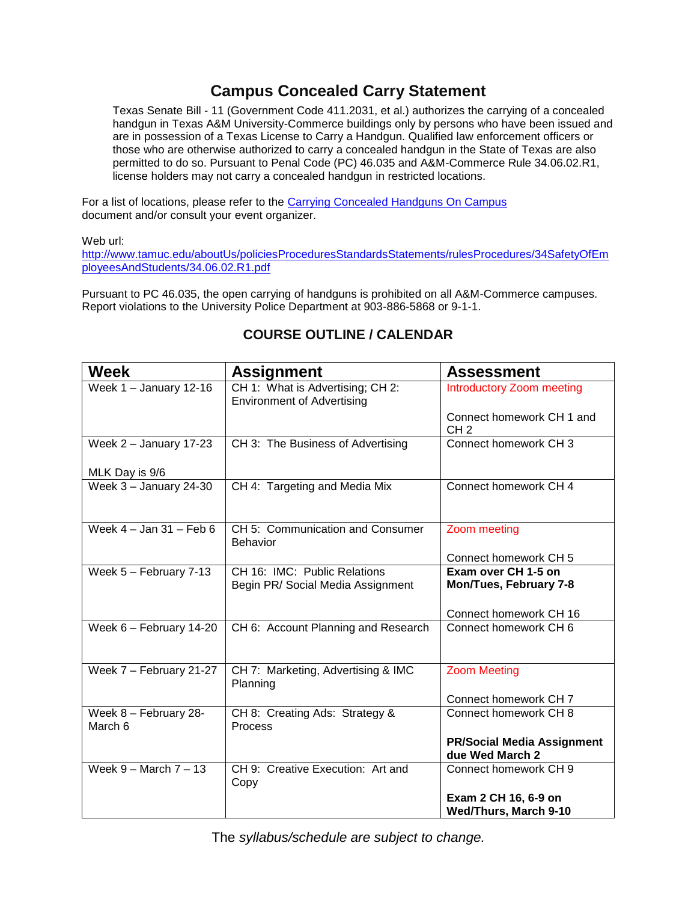## Campus Concealed Carry Statement

Texas Senate Bill - 11 (Government Code 411.2031, et al.) authorizes the carrying of a concealed handgun in Texas A&M University-Commerce buildings only by persons who have been issued and are in possession of a Texas License to Carry a Handgun. Qualified law enforcement officers or those who are otherwise authorized to carry a concealed handgun in the State of Texas are also permitted to do so. Pursuant to Penal Code (PC) 46.035 and A&M-Commerce Rule 34.06.02.R1, license holders may not carry a concealed handgun in restricted locations.

For a list of locations, please refer to the [Carrying Concealed Handguns On Campus](http://www.tamuc.edu/aboutUs/policiesProceduresStandardsStatements/rulesProcedures/34SafetyOfEmployeesAndStudents/34.06.02.R1.pdf) document and/or consult your event organizer.

Web url:
http://www.tamuc.edu/aboutUs/policiesProceduresStandardsStatements/rulesProcedures/34SafetyOfEmployeesAndStudents/34.06.02.R1.pdf

Pursuant to PC 46.035, the open carrying of handguns is prohibited on all A&M-Commerce campuses. Report violations to the University Police Department at 903-886-5868 or 9-1-1.

## COURSE OUTLINE / CALENDAR

| Week | Assignment | Assessment |
|---|---|---|
| Week 1 – January 12-16 | CH 1: What is Advertising; CH 2: Environment of Advertising | Introductory Zoom meeting<br><br>Connect homework CH 1 and CH 2 |
| Week 2 – January 17-23<br><br>MLK Day is 9/6 | CH 3: The Business of Advertising | Connect homework CH 3 |
| Week 3 – January 24-30 | CH 4: Targeting and Media Mix | Connect homework CH 4 |
| Week 4 – Jan 31 – Feb 6 | CH 5: Communication and Consumer Behavior | Zoom meeting<br><br>Connect homework CH 5 |
| Week 5 – February 7-13 | CH 16: IMC: Public Relations<br>Begin PR/ Social Media Assignment | **Exam over CH 1-5 on Mon/Tues, February 7-8**<br><br>Connect homework CH 16 |
| Week 6 – February 14-20 | CH 6: Account Planning and Research | Connect homework CH 6 |
| Week 7 – February 21-27 | CH 7: Marketing, Advertising & IMC Planning | Zoom Meeting<br><br>Connect homework CH 7 |
| Week 8 – February 28-March 6 | CH 8: Creating Ads: Strategy & Process | Connect homework CH 8<br><br>**PR/Social Media Assignment due Wed March 2** |
| Week 9 – March 7 – 13 | CH 9: Creative Execution: Art and Copy | Connect homework CH 9<br><br>**Exam 2 CH 16, 6-9 on Wed/Thurs, March 9-10** |

The *syllabus/schedule are subject to change.*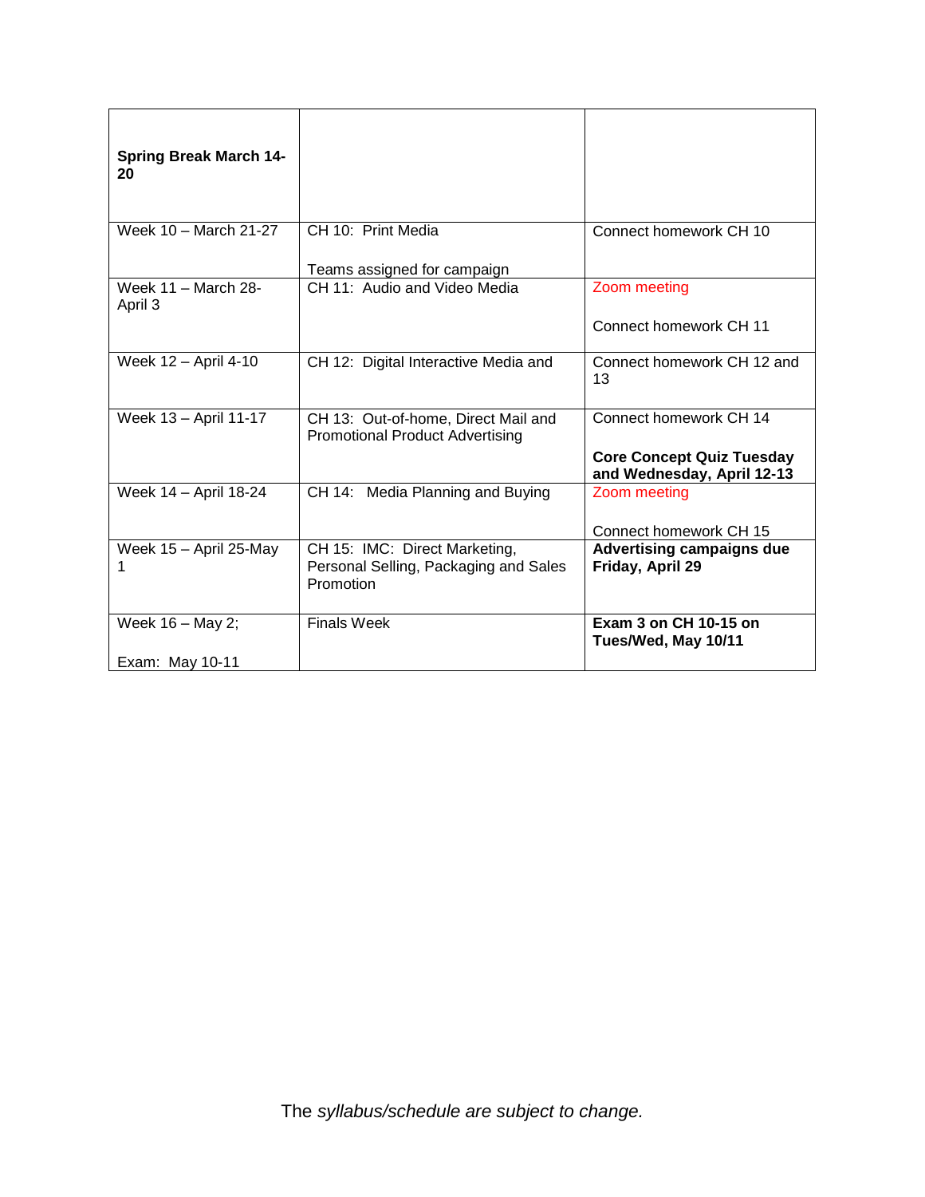| | | |
|---|---|---|
| **Spring Break March 14-20** | | |
| Week 10 – March 21-27 | CH 10: Print Media<br><br>Teams assigned for campaign | Connect homework CH 10 |
| Week 11 – March 28-April 3 | CH 11: Audio and Video Media | Zoom meeting<br><br>Connect homework CH 11 |
| Week 12 – April 4-10 | CH 12: Digital Interactive Media and | Connect homework CH 12 and 13 |
| Week 13 – April 11-17 | CH 13: Out-of-home, Direct Mail and Promotional Product Advertising | Connect homework CH 14<br><br>**Core Concept Quiz Tuesday and Wednesday, April 12-13** |
| Week 14 – April 18-24 | CH 14: Media Planning and Buying | Zoom meeting<br><br>Connect homework CH 15 |
| Week 15 – April 25-May 1 | CH 15: IMC: Direct Marketing, Personal Selling, Packaging and Sales Promotion | **Advertising campaigns due Friday, April 29** |
| Week 16 – May 2;<br><br>Exam: May 10-11 | Finals Week | **Exam 3 on CH 10-15 on Tues/Wed, May 10/11** |

The *syllabus/schedule are subject to change.*